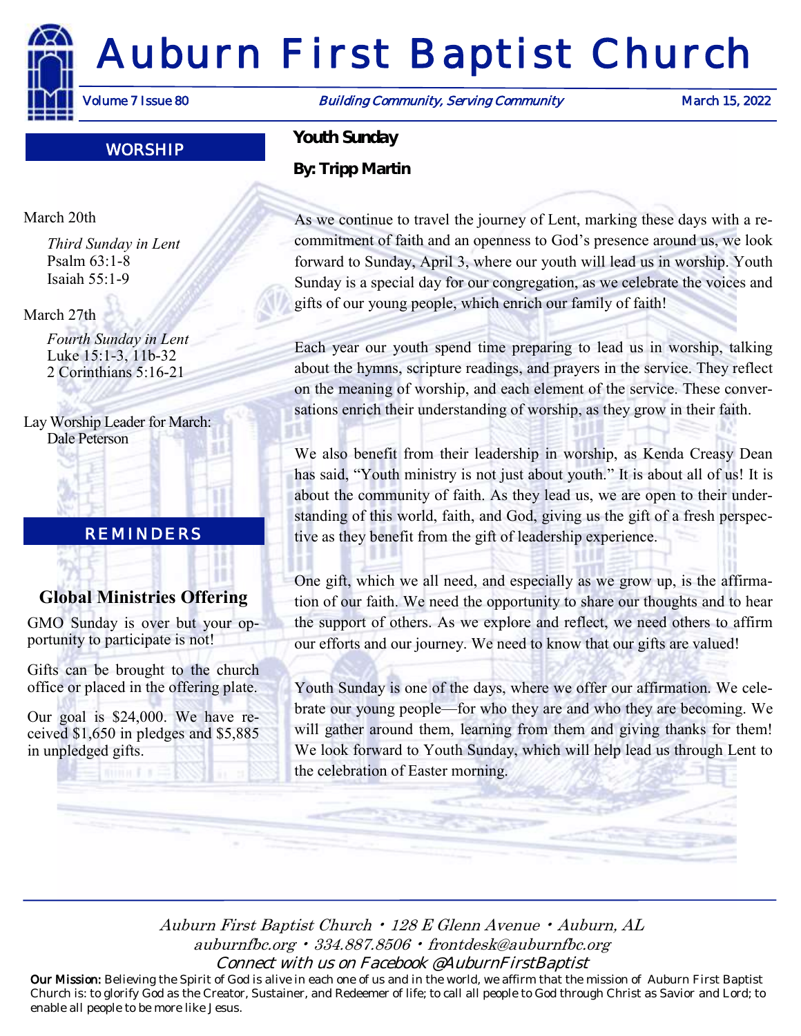# Auburn First Baptist Church

Volume 7 Issue 80 | *Building Community, Serving Community* | March 15, 2022

## WORSHIP

March 20th

*Third Sunday in Lent*
Psalm 63:1-8
Isaiah 55:1-9

March 27th

*Fourth Sunday in Lent*
Luke 15:1-3, 11b-32
2 Corinthians 5:16-21

Lay Worship Leader for March:
Dale Peterson

## REMINDERS

### Global Ministries Offering

GMO Sunday is over but your opportunity to participate is not!

Gifts can be brought to the church office or placed in the offering plate.

Our goal is $24,000. We have received $1,650 in pledges and $5,885 in unpledged gifts.

## Youth Sunday

**By: Tripp Martin**

As we continue to travel the journey of Lent, marking these days with a recommitment of faith and an openness to God's presence around us, we look forward to Sunday, April 3, where our youth will lead us in worship. Youth Sunday is a special day for our congregation, as we celebrate the voices and gifts of our young people, which enrich our family of faith!

Each year our youth spend time preparing to lead us in worship, talking about the hymns, scripture readings, and prayers in the service. They reflect on the meaning of worship, and each element of the service. These conversations enrich their understanding of worship, as they grow in their faith.

We also benefit from their leadership in worship, as Kenda Creasy Dean has said, "Youth ministry is not just about youth." It is about all of us! It is about the community of faith. As they lead us, we are open to their understanding of this world, faith, and God, giving us the gift of a fresh perspective as they benefit from the gift of leadership experience.

One gift, which we all need, and especially as we grow up, is the affirmation of our faith. We need the opportunity to share our thoughts and to hear the support of others. As we explore and reflect, we need others to affirm our efforts and our journey. We need to know that our gifts are valued!

Youth Sunday is one of the days, where we offer our affirmation. We celebrate our young people—for who they are and who they are becoming. We will gather around them, learning from them and giving thanks for them! We look forward to Youth Sunday, which will help lead us through Lent to the celebration of Easter morning.

---

*Auburn First Baptist Church • 128 E Glenn Avenue • Auburn, AL*
*auburnfbc.org • 334.887.8506 • frontdesk@auburnfbc.org*
*Connect with us on Facebook @AuburnFirstBaptist*

**Our Mission:** Believing the Spirit of God is alive in each one of us and in the world, we affirm that the mission of Auburn First Baptist Church is: to glorify God as the Creator, Sustainer, and Redeemer of life; to call all people to God through Christ as Savior and Lord; to enable all people to be more like Jesus.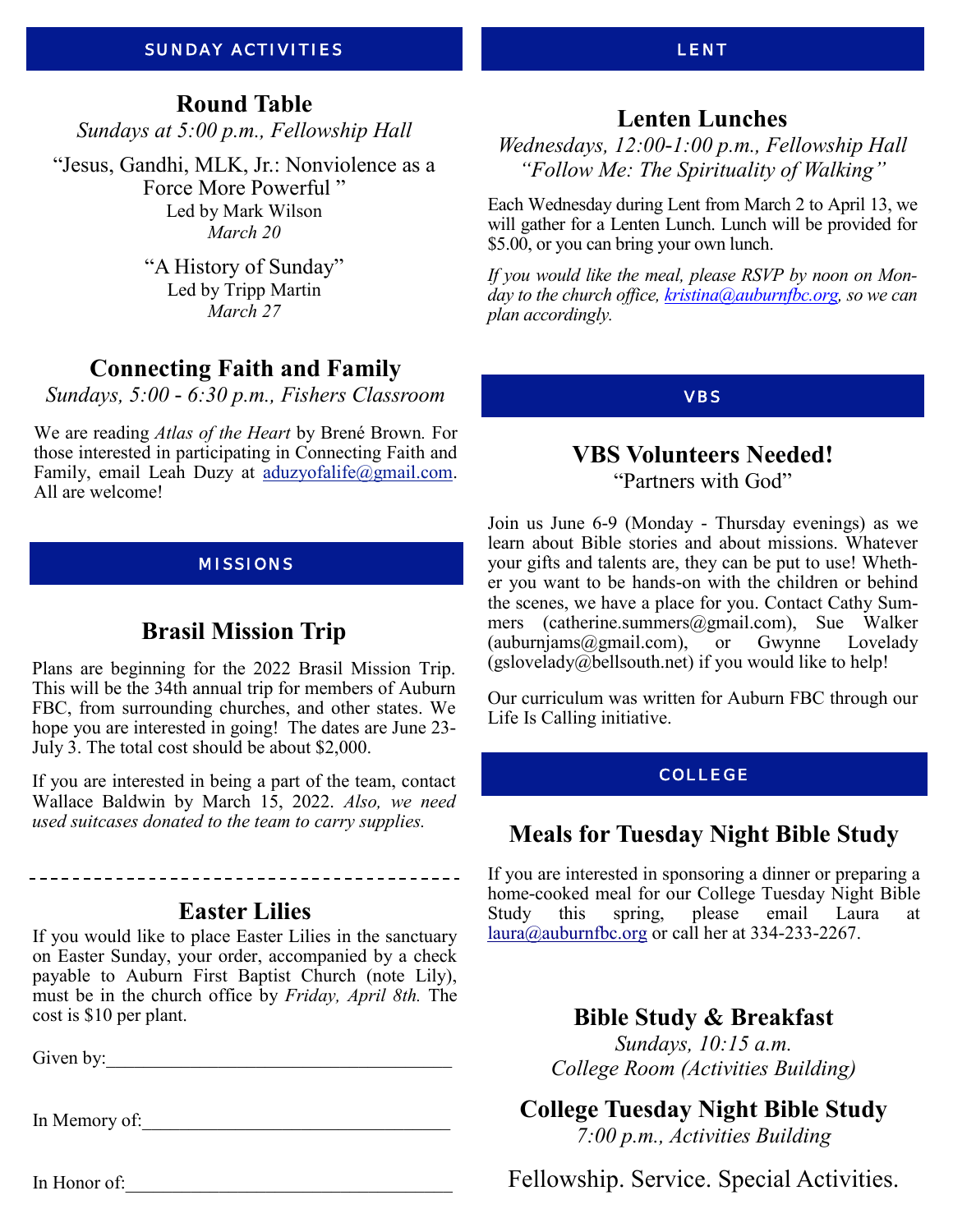## SUNDAY ACTIVITIES

### Round Table

*Sundays at 5:00 p.m., Fellowship Hall*

"Jesus, Gandhi, MLK, Jr.: Nonviolence as a Force More Powerful "
Led by Mark Wilson
*March 20*

"A History of Sunday"
Led by Tripp Martin
*March 27*

### Connecting Faith and Family

*Sundays, 5:00 - 6:30 p.m., Fishers Classroom*

We are reading *Atlas of the Heart* by Brené Brown. For those interested in participating in Connecting Faith and Family, email Leah Duzy at aduzyofalife@gmail.com. All are welcome!

## MISSIONS

### Brasil Mission Trip

Plans are beginning for the 2022 Brasil Mission Trip. This will be the 34th annual trip for members of Auburn FBC, from surrounding churches, and other states. We hope you are interested in going! The dates are June 23-July 3. The total cost should be about $2,000.

If you are interested in being a part of the team, contact Wallace Baldwin by March 15, 2022. *Also, we need used suitcases donated to the team to carry supplies.*

---

### Easter Lilies

If you would like to place Easter Lilies in the sanctuary on Easter Sunday, your order, accompanied by a check payable to Auburn First Baptist Church (note Lily), must be in the church office by *Friday, April 8th.* The cost is $10 per plant.

Given by:_____________________________________

In Memory of:_________________________________

In Honor of:__________________________________

## LENT

### Lenten Lunches

*Wednesdays, 12:00-1:00 p.m., Fellowship Hall*
*"Follow Me: The Spirituality of Walking"*

Each Wednesday during Lent from March 2 to April 13, we will gather for a Lenten Lunch. Lunch will be provided for $5.00, or you can bring your own lunch.

*If you would like the meal, please RSVP by noon on Monday to the church office, kristina@auburnfbc.org, so we can plan accordingly.*

## VBS

### VBS Volunteers Needed!

"Partners with God"

Join us June 6-9 (Monday - Thursday evenings) as we learn about Bible stories and about missions. Whatever your gifts and talents are, they can be put to use! Whether you want to be hands-on with the children or behind the scenes, we have a place for you. Contact Cathy Summers (catherine.summers@gmail.com), Sue Walker (auburnjams@gmail.com), or Gwynne Lovelady (gslovelady@bellsouth.net) if you would like to help!

Our curriculum was written for Auburn FBC through our Life Is Calling initiative.

## COLLEGE

### Meals for Tuesday Night Bible Study

If you are interested in sponsoring a dinner or preparing a home-cooked meal for our College Tuesday Night Bible Study this spring, please email Laura at laura@auburnfbc.org or call her at 334-233-2267.

### Bible Study & Breakfast

*Sundays, 10:15 a.m.*
*College Room (Activities Building)*

### College Tuesday Night Bible Study

*7:00 p.m., Activities Building*

Fellowship. Service. Special Activities.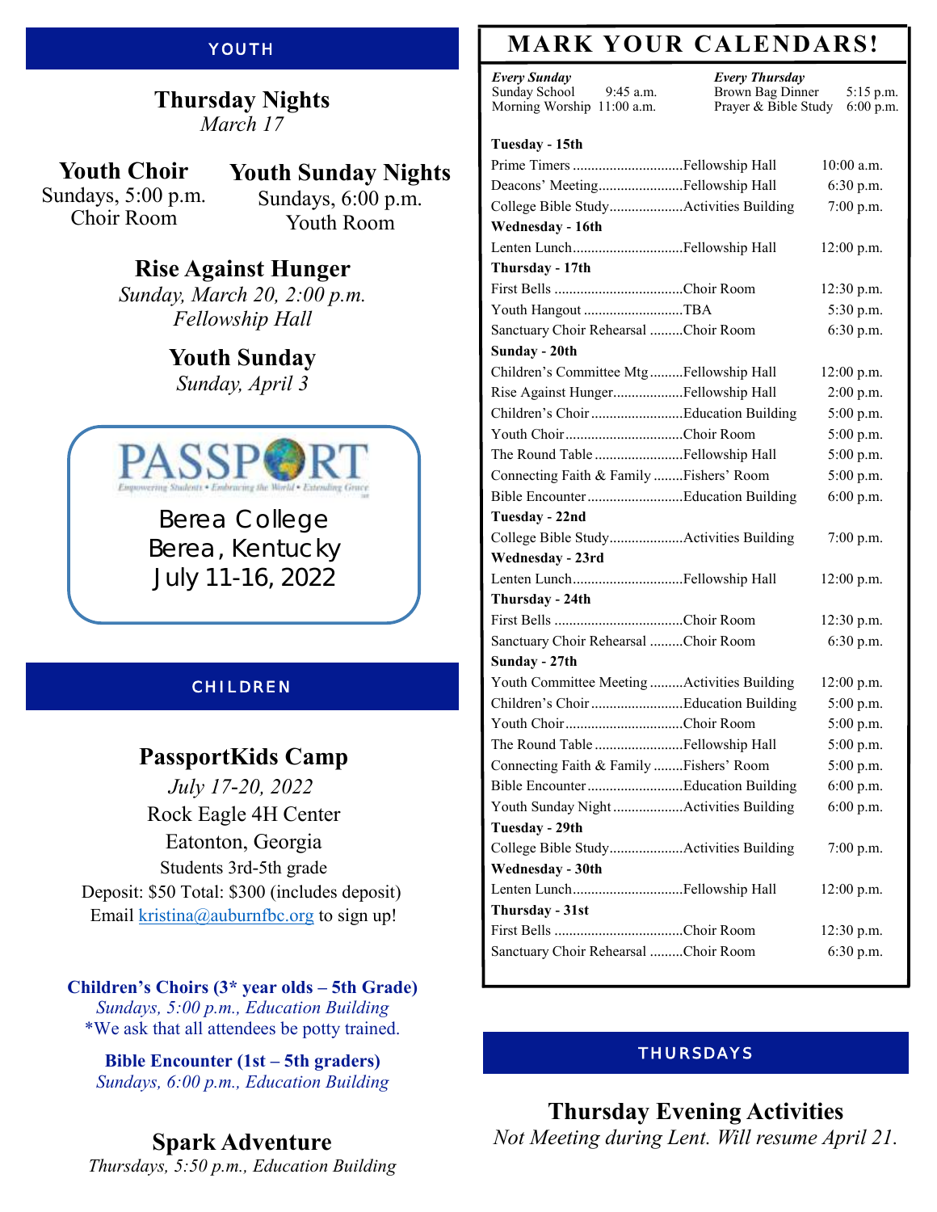## YOUTH

### Thursday Nights
*March 17*

### Youth Choir
Sundays, 5:00 p.m.
Choir Room

### Youth Sunday Nights
Sundays, 6:00 p.m.
Youth Room

### Rise Against Hunger
*Sunday, March 20, 2:00 p.m.*
*Fellowship Hall*

### Youth Sunday
*Sunday, April 3*

PASSPORT
Empowering Students • Embracing the World • Extending Grace

Berea College
Berea, Kentucky
July 11-16, 2022

## CHILDREN

### PassportKids Camp
*July 17-20, 2022*
Rock Eagle 4H Center
Eatonton, Georgia
Students 3rd-5th grade
Deposit: $50 Total: $300 (includes deposit)
Email kristina@auburnfbc.org to sign up!

**Children's Choirs (3* year olds – 5th Grade)**
*Sundays, 5:00 p.m., Education Building*
*We ask that all attendees be potty trained.

**Bible Encounter (1st – 5th graders)**
*Sundays, 6:00 p.m., Education Building*

### Spark Adventure
*Thursdays, 5:50 p.m., Education Building*

## MARK YOUR CALENDARS!

***Every Sunday***
Sunday School 9:45 a.m.
Morning Worship 11:00 a.m.

***Every Thursday***
Brown Bag Dinner 5:15 p.m.
Prayer & Bible Study 6:00 p.m.

| Event | Location | Time |
|---|---|---|
| **Tuesday - 15th** | | |
| Prime Timers | Fellowship Hall | 10:00 a.m. |
| Deacons' Meeting | Fellowship Hall | 6:30 p.m. |
| College Bible Study | Activities Building | 7:00 p.m. |
| **Wednesday - 16th** | | |
| Lenten Lunch | Fellowship Hall | 12:00 p.m. |
| **Thursday - 17th** | | |
| First Bells | Choir Room | 12:30 p.m. |
| Youth Hangout | TBA | 5:30 p.m. |
| Sanctuary Choir Rehearsal | Choir Room | 6:30 p.m. |
| **Sunday - 20th** | | |
| Children's Committee Mtg | Fellowship Hall | 12:00 p.m. |
| Rise Against Hunger | Fellowship Hall | 2:00 p.m. |
| Children's Choir | Education Building | 5:00 p.m. |
| Youth Choir | Choir Room | 5:00 p.m. |
| The Round Table | Fellowship Hall | 5:00 p.m. |
| Connecting Faith & Family | Fishers' Room | 5:00 p.m. |
| Bible Encounter | Education Building | 6:00 p.m. |
| **Tuesday - 22nd** | | |
| College Bible Study | Activities Building | 7:00 p.m. |
| **Wednesday - 23rd** | | |
| Lenten Lunch | Fellowship Hall | 12:00 p.m. |
| **Thursday - 24th** | | |
| First Bells | Choir Room | 12:30 p.m. |
| Sanctuary Choir Rehearsal | Choir Room | 6:30 p.m. |
| **Sunday - 27th** | | |
| Youth Committee Meeting | Activities Building | 12:00 p.m. |
| Children's Choir | Education Building | 5:00 p.m. |
| Youth Choir | Choir Room | 5:00 p.m. |
| The Round Table | Fellowship Hall | 5:00 p.m. |
| Connecting Faith & Family | Fishers' Room | 5:00 p.m. |
| Bible Encounter | Education Building | 6:00 p.m. |
| Youth Sunday Night | Activities Building | 6:00 p.m. |
| **Tuesday - 29th** | | |
| College Bible Study | Activities Building | 7:00 p.m. |
| **Wednesday - 30th** | | |
| Lenten Lunch | Fellowship Hall | 12:00 p.m. |
| **Thursday - 31st** | | |
| First Bells | Choir Room | 12:30 p.m. |
| Sanctuary Choir Rehearsal | Choir Room | 6:30 p.m. |

## THURSDAYS

### Thursday Evening Activities
*Not Meeting during Lent. Will resume April 21.*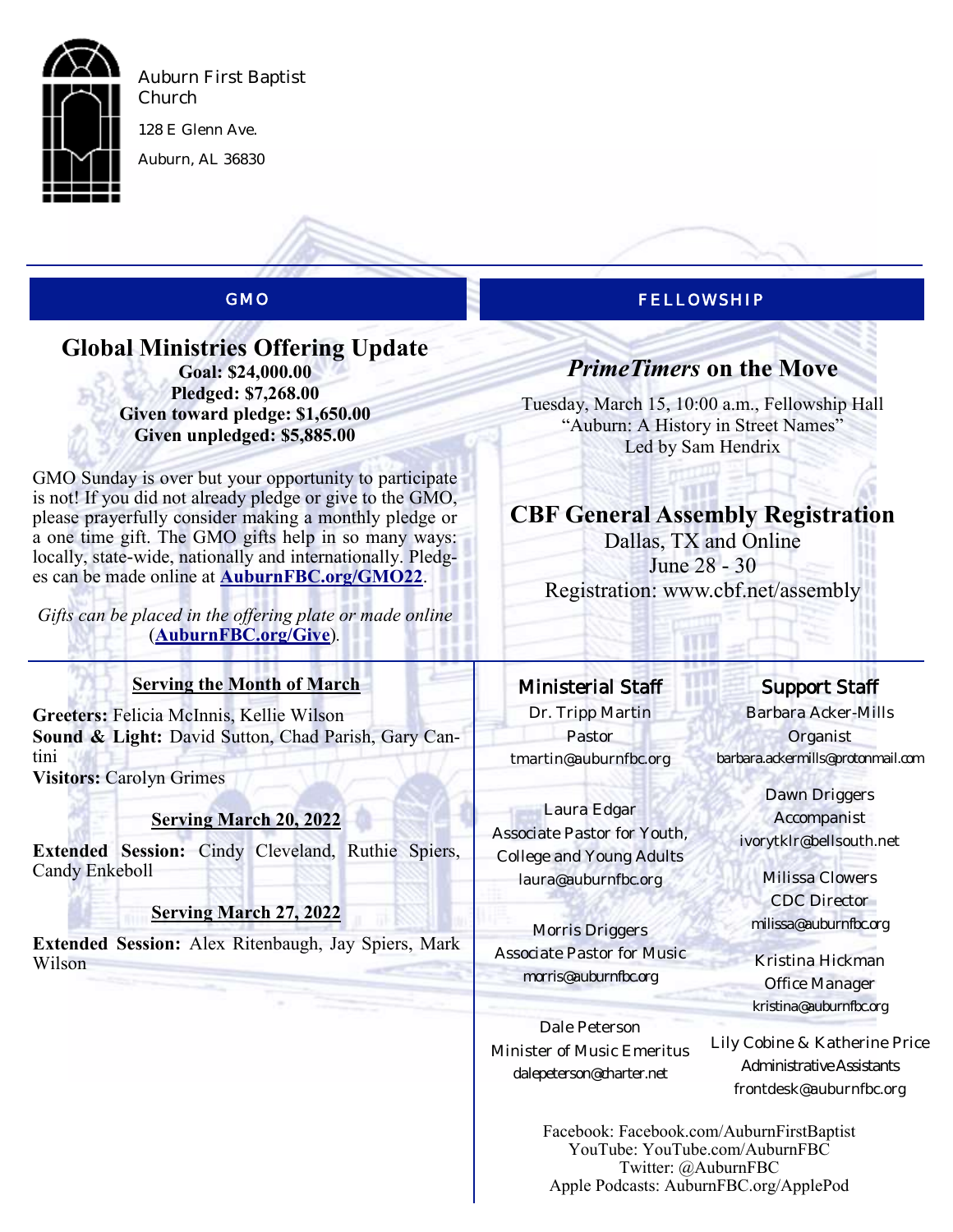Auburn First Baptist Church

128 E Glenn Ave.

Auburn, AL 36830

## GMO

### Global Ministries Offering Update

**Goal: $24,000.00**
**Pledged: $7,268.00**
**Given toward pledge: $1,650.00**
**Given unpledged: $5,885.00**

GMO Sunday is over but your opportunity to participate is not! If you did not already pledge or give to the GMO, please prayerfully consider making a monthly pledge or a one time gift. The GMO gifts help in so many ways: locally, state-wide, nationally and internationally. Pledges can be made online at **AuburnFBC.org/GMO22**.

*Gifts can be placed in the offering plate or made online* (**AuburnFBC.org/Give**).

## FELLOWSHIP

### *PrimeTimers* on the Move

Tuesday, March 15, 10:00 a.m., Fellowship Hall
"Auburn: A History in Street Names"
Led by Sam Hendrix

### CBF General Assembly Registration

Dallas, TX and Online
June 28 - 30
Registration: www.cbf.net/assembly

**Serving the Month of March**

**Greeters:** Felicia McInnis, Kellie Wilson
**Sound & Light:** David Sutton, Chad Parish, Gary Cantini
**Visitors:** Carolyn Grimes

**Serving March 20, 2022**

**Extended Session:** Cindy Cleveland, Ruthie Spiers, Candy Enkeboll

**Serving March 27, 2022**

**Extended Session:** Alex Ritenbaugh, Jay Spiers, Mark Wilson

### Ministerial Staff

Dr. Tripp Martin
Pastor
tmartin@auburnfbc.org

Laura Edgar
Associate Pastor for Youth, College and Young Adults
laura@auburnfbc.org

Morris Driggers
Associate Pastor for Music
morris@auburnfbc.org

Dale Peterson
Minister of Music Emeritus
dalepeterson@charter.net

### Support Staff

Barbara Acker-Mills
Organist
barbara.ackermills@protonmail.com

Dawn Driggers
Accompanist
ivorytklr@bellsouth.net

Milissa Clowers
CDC Director
milissa@auburnfbc.org

Kristina Hickman
Office Manager
kristina@auburnfbc.org

Lily Cobine & Katherine Price
Administrative Assistants
frontdesk@auburnfbc.org

Facebook: Facebook.com/AuburnFirstBaptist
YouTube: YouTube.com/AuburnFBC
Twitter: @AuburnFBC
Apple Podcasts: AuburnFBC.org/ApplePod